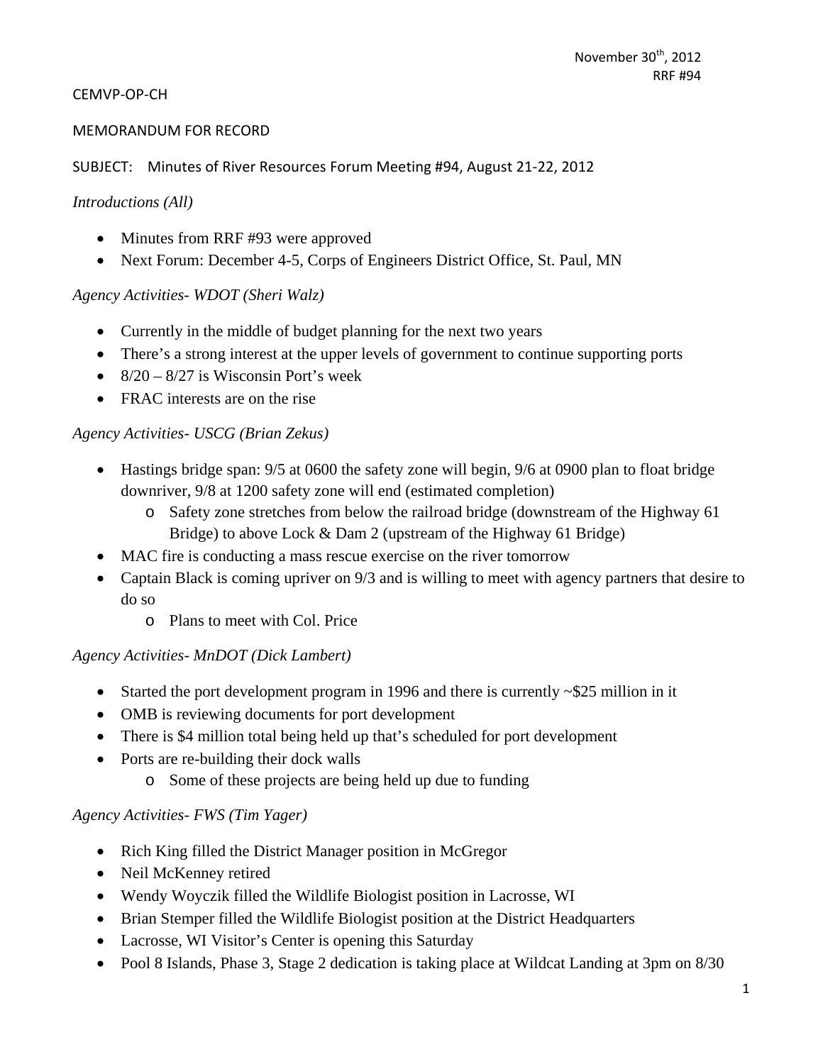November 30th, 2012
RRF #94

CEMVP-OP-CH

MEMORANDUM FOR RECORD

SUBJECT: Minutes of River Resources Forum Meeting #94, August 21-22, 2012

*Introductions (All)*

- Minutes from RRF #93 were approved
- Next Forum: December 4-5, Corps of Engineers District Office, St. Paul, MN

*Agency Activities- WDOT (Sheri Walz)*

- Currently in the middle of budget planning for the next two years
- There's a strong interest at the upper levels of government to continue supporting ports
- 8/20 – 8/27 is Wisconsin Port's week
- FRAC interests are on the rise

*Agency Activities- USCG (Brian Zekus)*

- Hastings bridge span: 9/5 at 0600 the safety zone will begin, 9/6 at 0900 plan to float bridge downriver, 9/8 at 1200 safety zone will end (estimated completion)
  - Safety zone stretches from below the railroad bridge (downstream of the Highway 61 Bridge) to above Lock & Dam 2 (upstream of the Highway 61 Bridge)
- MAC fire is conducting a mass rescue exercise on the river tomorrow
- Captain Black is coming upriver on 9/3 and is willing to meet with agency partners that desire to do so
  - Plans to meet with Col. Price

*Agency Activities- MnDOT (Dick Lambert)*

- Started the port development program in 1996 and there is currently ~$25 million in it
- OMB is reviewing documents for port development
- There is $4 million total being held up that's scheduled for port development
- Ports are re-building their dock walls
  - Some of these projects are being held up due to funding

*Agency Activities- FWS (Tim Yager)*

- Rich King filled the District Manager position in McGregor
- Neil McKenney retired
- Wendy Woyczik filled the Wildlife Biologist position in Lacrosse, WI
- Brian Stemper filled the Wildlife Biologist position at the District Headquarters
- Lacrosse, WI Visitor's Center is opening this Saturday
- Pool 8 Islands, Phase 3, Stage 2 dedication is taking place at Wildcat Landing at 3pm on 8/30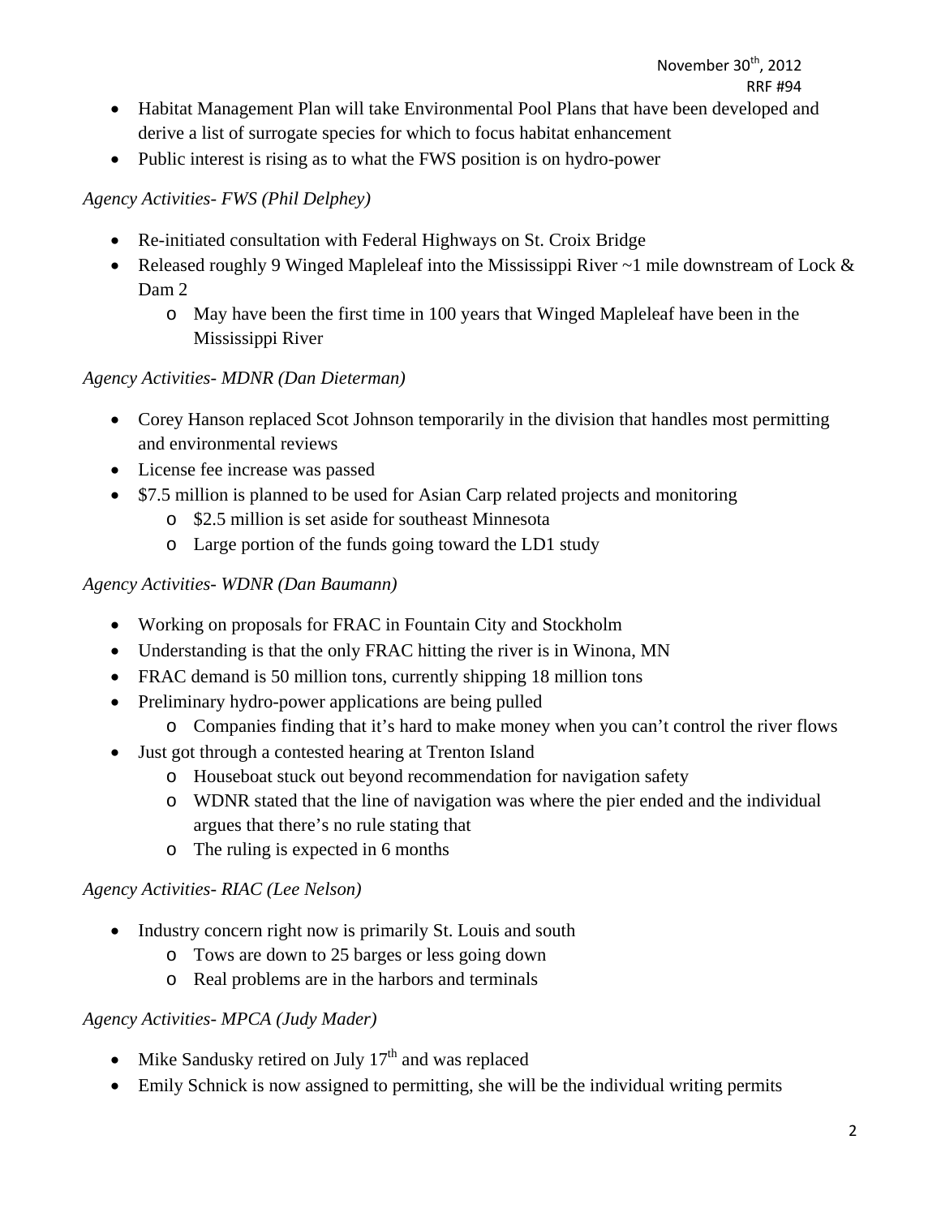- Habitat Management Plan will take Environmental Pool Plans that have been developed and derive a list of surrogate species for which to focus habitat enhancement
- Public interest is rising as to what the FWS position is on hydro-power

*Agency Activities- FWS (Phil Delphey)*

- Re-initiated consultation with Federal Highways on St. Croix Bridge
- Released roughly 9 Winged Mapleleaf into the Mississippi River ~1 mile downstream of Lock & Dam 2
    - May have been the first time in 100 years that Winged Mapleleaf have been in the Mississippi River

*Agency Activities- MDNR (Dan Dieterman)*

- Corey Hanson replaced Scot Johnson temporarily in the division that handles most permitting and environmental reviews
- License fee increase was passed
- $7.5 million is planned to be used for Asian Carp related projects and monitoring
    - $2.5 million is set aside for southeast Minnesota
    - Large portion of the funds going toward the LD1 study

*Agency Activities- WDNR (Dan Baumann)*

- Working on proposals for FRAC in Fountain City and Stockholm
- Understanding is that the only FRAC hitting the river is in Winona, MN
- FRAC demand is 50 million tons, currently shipping 18 million tons
- Preliminary hydro-power applications are being pulled
    - Companies finding that it's hard to make money when you can't control the river flows
- Just got through a contested hearing at Trenton Island
    - Houseboat stuck out beyond recommendation for navigation safety
    - WDNR stated that the line of navigation was where the pier ended and the individual argues that there's no rule stating that
    - The ruling is expected in 6 months

*Agency Activities- RIAC (Lee Nelson)*

- Industry concern right now is primarily St. Louis and south
    - Tows are down to 25 barges or less going down
    - Real problems are in the harbors and terminals

*Agency Activities- MPCA (Judy Mader)*

- Mike Sandusky retired on July 17th and was replaced
- Emily Schnick is now assigned to permitting, she will be the individual writing permits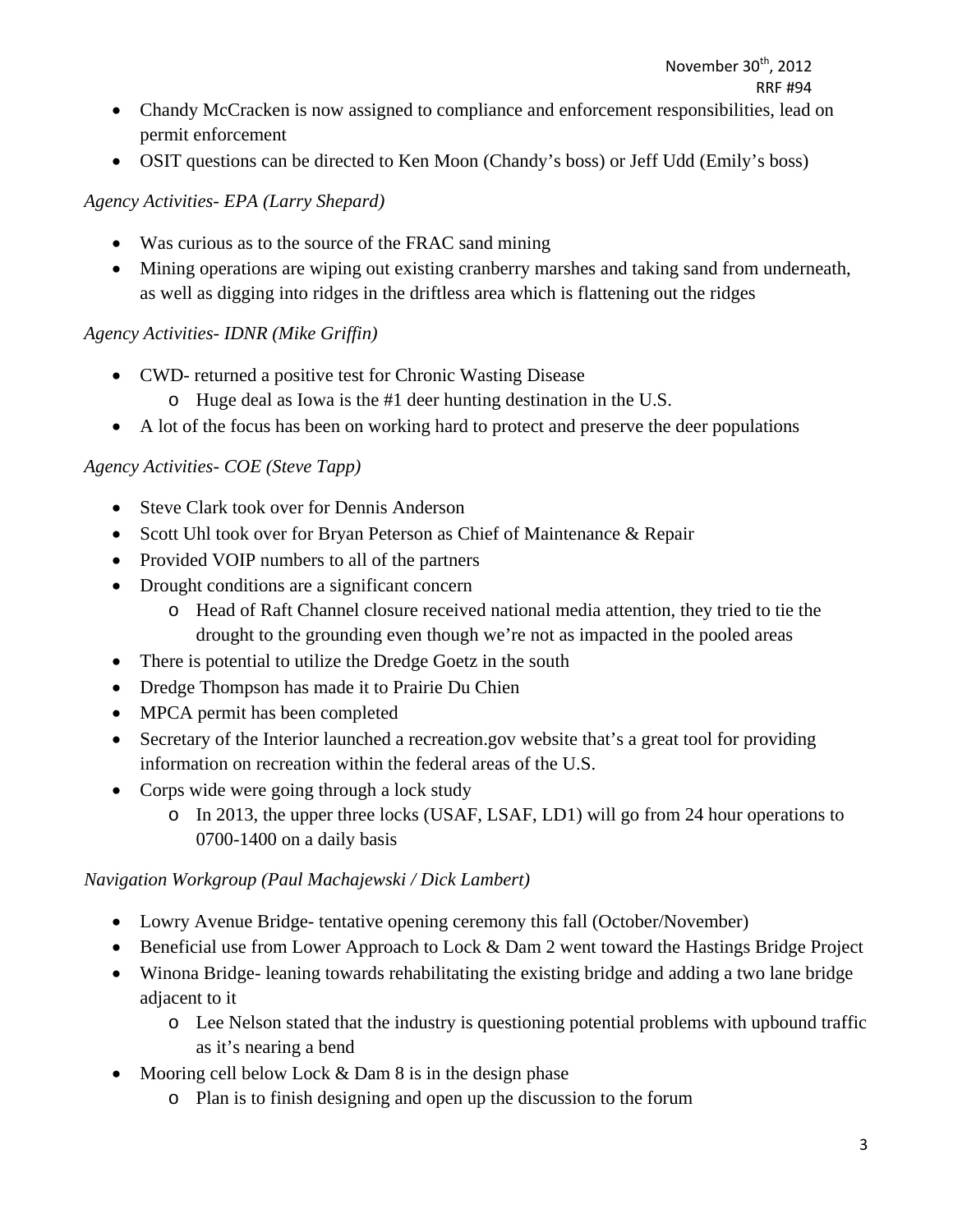- Chandy McCracken is now assigned to compliance and enforcement responsibilities, lead on permit enforcement
- OSIT questions can be directed to Ken Moon (Chandy's boss) or Jeff Udd (Emily's boss)

*Agency Activities- EPA (Larry Shepard)*

- Was curious as to the source of the FRAC sand mining
- Mining operations are wiping out existing cranberry marshes and taking sand from underneath, as well as digging into ridges in the driftless area which is flattening out the ridges

*Agency Activities- IDNR (Mike Griffin)*

- CWD- returned a positive test for Chronic Wasting Disease
  - Huge deal as Iowa is the #1 deer hunting destination in the U.S.
- A lot of the focus has been on working hard to protect and preserve the deer populations

*Agency Activities- COE (Steve Tapp)*

- Steve Clark took over for Dennis Anderson
- Scott Uhl took over for Bryan Peterson as Chief of Maintenance & Repair
- Provided VOIP numbers to all of the partners
- Drought conditions are a significant concern
  - Head of Raft Channel closure received national media attention, they tried to tie the drought to the grounding even though we're not as impacted in the pooled areas
- There is potential to utilize the Dredge Goetz in the south
- Dredge Thompson has made it to Prairie Du Chien
- MPCA permit has been completed
- Secretary of the Interior launched a recreation.gov website that's a great tool for providing information on recreation within the federal areas of the U.S.
- Corps wide were going through a lock study
  - In 2013, the upper three locks (USAF, LSAF, LD1) will go from 24 hour operations to 0700-1400 on a daily basis

*Navigation Workgroup (Paul Machajewski / Dick Lambert)*

- Lowry Avenue Bridge- tentative opening ceremony this fall (October/November)
- Beneficial use from Lower Approach to Lock & Dam 2 went toward the Hastings Bridge Project
- Winona Bridge- leaning towards rehabilitating the existing bridge and adding a two lane bridge adjacent to it
  - Lee Nelson stated that the industry is questioning potential problems with upbound traffic as it's nearing a bend
- Mooring cell below Lock & Dam 8 is in the design phase
  - Plan is to finish designing and open up the discussion to the forum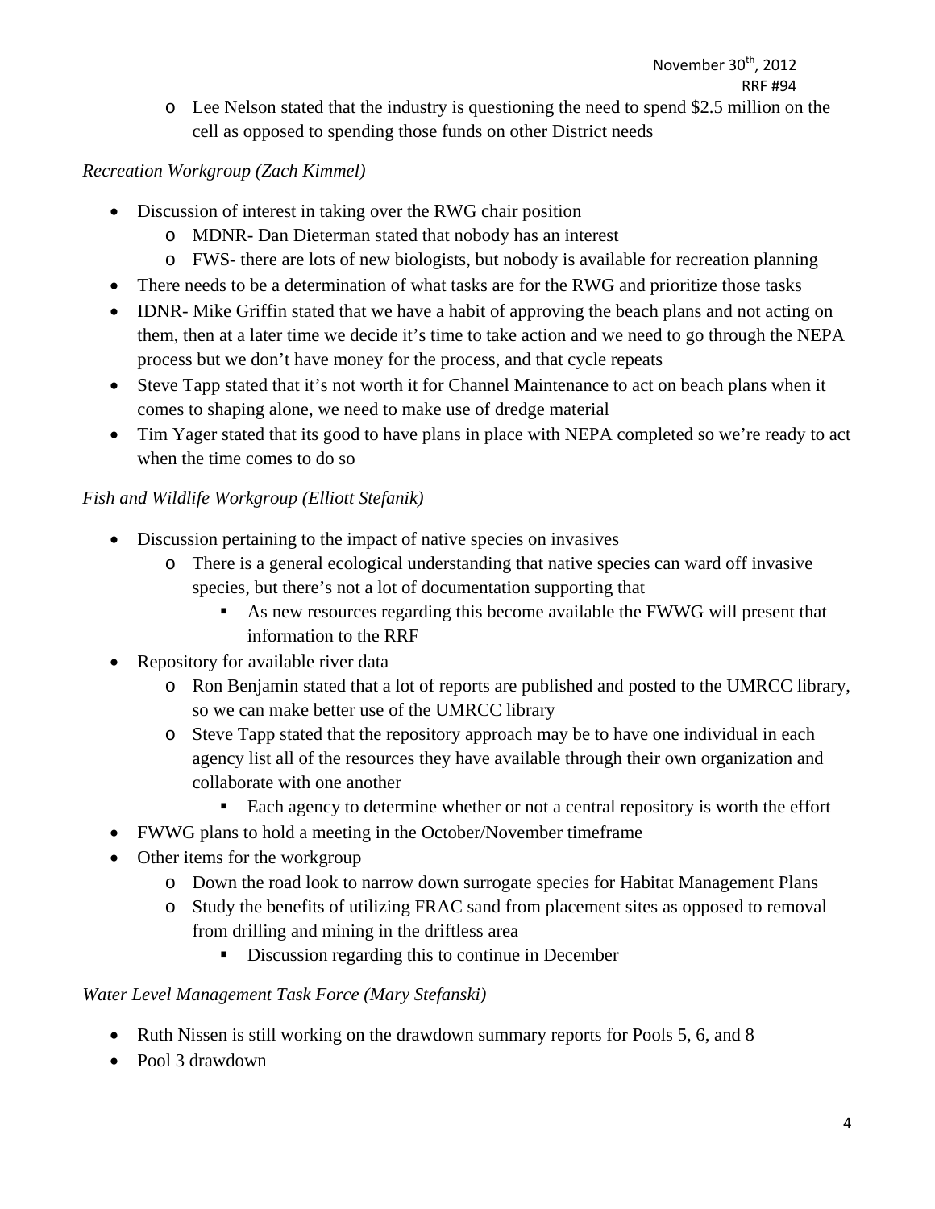- Lee Nelson stated that the industry is questioning the need to spend $2.5 million on the cell as opposed to spending those funds on other District needs

*Recreation Workgroup (Zach Kimmel)*

- Discussion of interest in taking over the RWG chair position
  - MDNR- Dan Dieterman stated that nobody has an interest
  - FWS- there are lots of new biologists, but nobody is available for recreation planning
- There needs to be a determination of what tasks are for the RWG and prioritize those tasks
- IDNR- Mike Griffin stated that we have a habit of approving the beach plans and not acting on them, then at a later time we decide it's time to take action and we need to go through the NEPA process but we don't have money for the process, and that cycle repeats
- Steve Tapp stated that it's not worth it for Channel Maintenance to act on beach plans when it comes to shaping alone, we need to make use of dredge material
- Tim Yager stated that its good to have plans in place with NEPA completed so we're ready to act when the time comes to do so

*Fish and Wildlife Workgroup (Elliott Stefanik)*

- Discussion pertaining to the impact of native species on invasives
  - There is a general ecological understanding that native species can ward off invasive species, but there's not a lot of documentation supporting that
    - As new resources regarding this become available the FWWG will present that information to the RRF
- Repository for available river data
  - Ron Benjamin stated that a lot of reports are published and posted to the UMRCC library, so we can make better use of the UMRCC library
  - Steve Tapp stated that the repository approach may be to have one individual in each agency list all of the resources they have available through their own organization and collaborate with one another
    - Each agency to determine whether or not a central repository is worth the effort
- FWWG plans to hold a meeting in the October/November timeframe
- Other items for the workgroup
  - Down the road look to narrow down surrogate species for Habitat Management Plans
  - Study the benefits of utilizing FRAC sand from placement sites as opposed to removal from drilling and mining in the driftless area
    - Discussion regarding this to continue in December

*Water Level Management Task Force (Mary Stefanski)*

- Ruth Nissen is still working on the drawdown summary reports for Pools 5, 6, and 8
- Pool 3 drawdown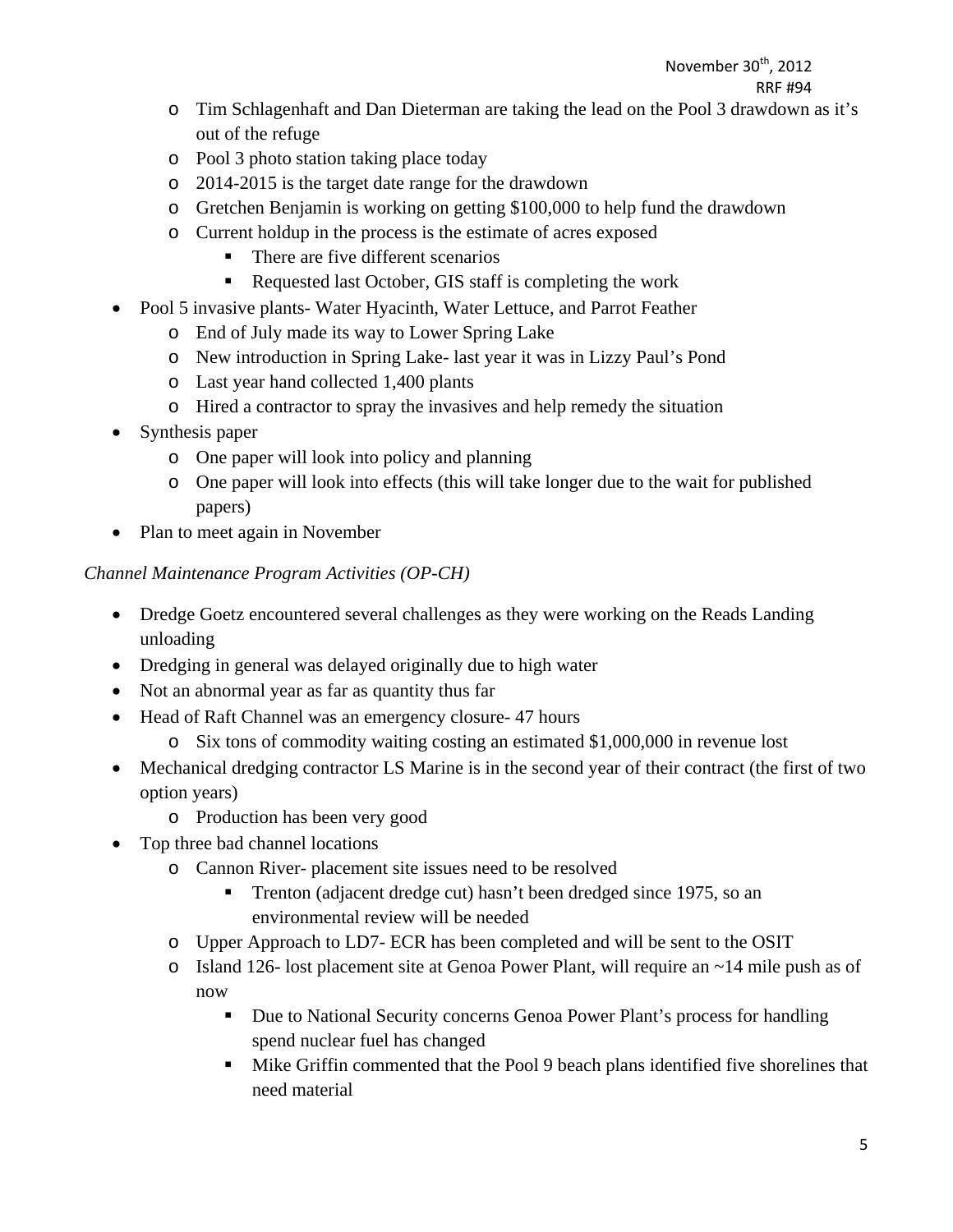- Tim Schlagenhaft and Dan Dieterman are taking the lead on the Pool 3 drawdown as it's out of the refuge
  - Pool 3 photo station taking place today
  - 2014-2015 is the target date range for the drawdown
  - Gretchen Benjamin is working on getting $100,000 to help fund the drawdown
  - Current holdup in the process is the estimate of acres exposed
    - There are five different scenarios
    - Requested last October, GIS staff is completing the work
- Pool 5 invasive plants- Water Hyacinth, Water Lettuce, and Parrot Feather
  - End of July made its way to Lower Spring Lake
  - New introduction in Spring Lake- last year it was in Lizzy Paul's Pond
  - Last year hand collected 1,400 plants
  - Hired a contractor to spray the invasives and help remedy the situation
- Synthesis paper
  - One paper will look into policy and planning
  - One paper will look into effects (this will take longer due to the wait for published papers)
- Plan to meet again in November

*Channel Maintenance Program Activities (OP-CH)*

- Dredge Goetz encountered several challenges as they were working on the Reads Landing unloading
- Dredging in general was delayed originally due to high water
- Not an abnormal year as far as quantity thus far
- Head of Raft Channel was an emergency closure- 47 hours
  - Six tons of commodity waiting costing an estimated $1,000,000 in revenue lost
- Mechanical dredging contractor LS Marine is in the second year of their contract (the first of two option years)
  - Production has been very good
- Top three bad channel locations
  - Cannon River- placement site issues need to be resolved
    - Trenton (adjacent dredge cut) hasn't been dredged since 1975, so an environmental review will be needed
  - Upper Approach to LD7- ECR has been completed and will be sent to the OSIT
  - Island 126- lost placement site at Genoa Power Plant, will require an ~14 mile push as of now
    - Due to National Security concerns Genoa Power Plant's process for handling spend nuclear fuel has changed
    - Mike Griffin commented that the Pool 9 beach plans identified five shorelines that need material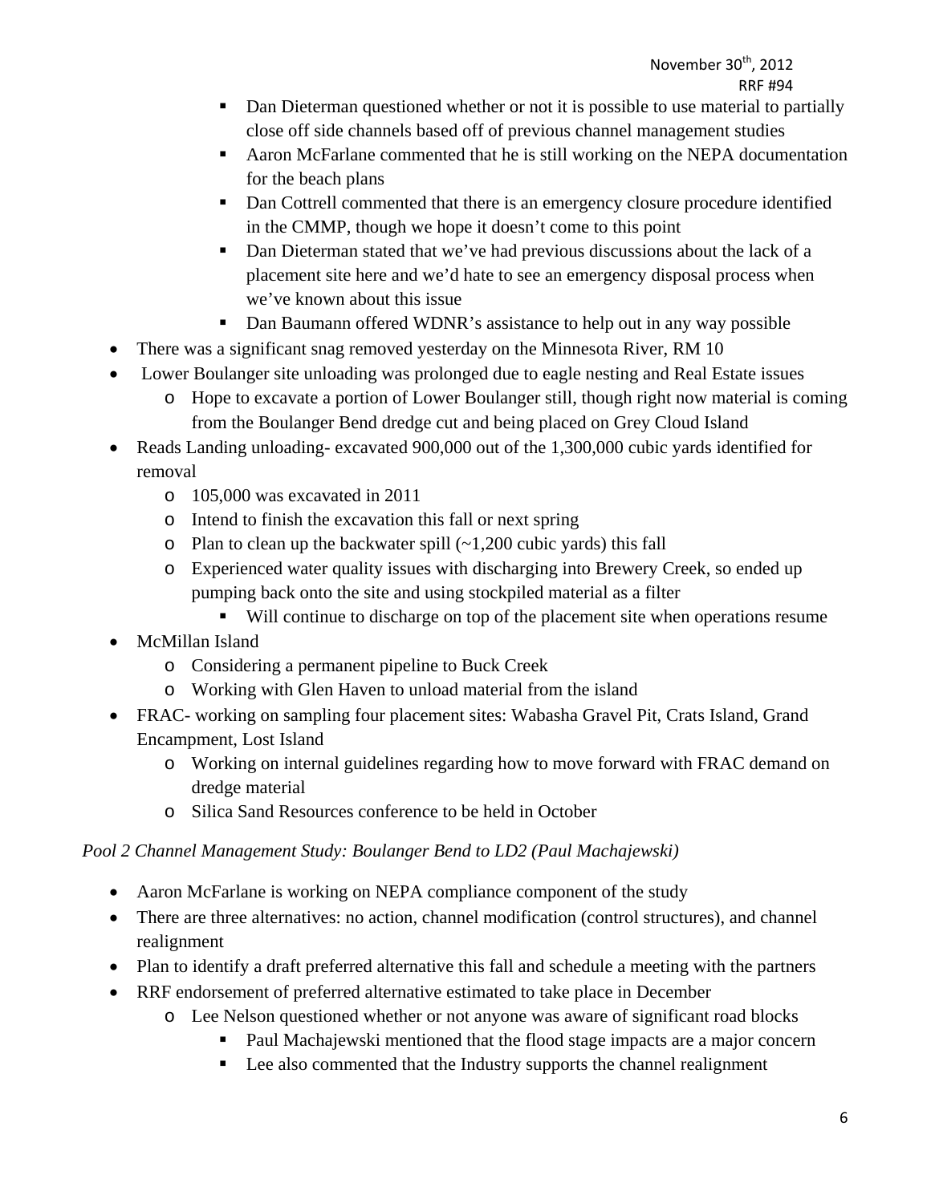- Dan Dieterman questioned whether or not it is possible to use material to partially close off side channels based off of previous channel management studies
        - Aaron McFarlane commented that he is still working on the NEPA documentation for the beach plans
        - Dan Cottrell commented that there is an emergency closure procedure identified in the CMMP, though we hope it doesn't come to this point
        - Dan Dieterman stated that we've had previous discussions about the lack of a placement site here and we'd hate to see an emergency disposal process when we've known about this issue
        - Dan Baumann offered WDNR's assistance to help out in any way possible
- There was a significant snag removed yesterday on the Minnesota River, RM 10
- Lower Boulanger site unloading was prolonged due to eagle nesting and Real Estate issues
    - Hope to excavate a portion of Lower Boulanger still, though right now material is coming from the Boulanger Bend dredge cut and being placed on Grey Cloud Island
- Reads Landing unloading- excavated 900,000 out of the 1,300,000 cubic yards identified for removal
    - 105,000 was excavated in 2011
    - Intend to finish the excavation this fall or next spring
    - Plan to clean up the backwater spill (~1,200 cubic yards) this fall
    - Experienced water quality issues with discharging into Brewery Creek, so ended up pumping back onto the site and using stockpiled material as a filter
        - Will continue to discharge on top of the placement site when operations resume
- McMillan Island
    - Considering a permanent pipeline to Buck Creek
    - Working with Glen Haven to unload material from the island
- FRAC- working on sampling four placement sites: Wabasha Gravel Pit, Crats Island, Grand Encampment, Lost Island
    - Working on internal guidelines regarding how to move forward with FRAC demand on dredge material
    - Silica Sand Resources conference to be held in October

*Pool 2 Channel Management Study: Boulanger Bend to LD2 (Paul Machajewski)*

- Aaron McFarlane is working on NEPA compliance component of the study
- There are three alternatives: no action, channel modification (control structures), and channel realignment
- Plan to identify a draft preferred alternative this fall and schedule a meeting with the partners
- RRF endorsement of preferred alternative estimated to take place in December
    - Lee Nelson questioned whether or not anyone was aware of significant road blocks
        - Paul Machajewski mentioned that the flood stage impacts are a major concern
        - Lee also commented that the Industry supports the channel realignment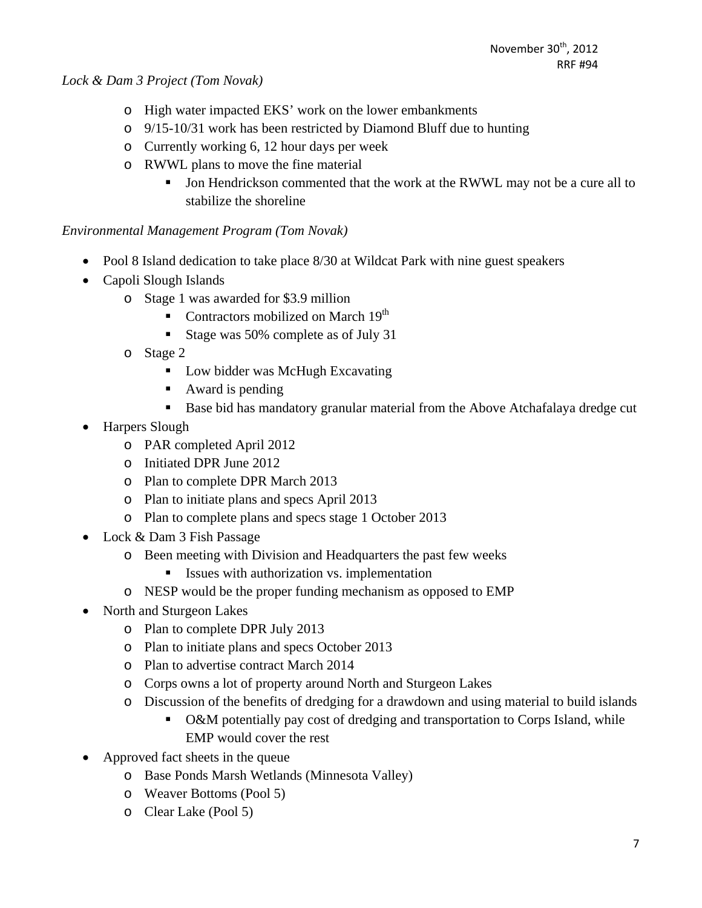*Lock & Dam 3 Project (Tom Novak)*

- High water impacted EKS' work on the lower embankments
- 9/15-10/31 work has been restricted by Diamond Bluff due to hunting
- Currently working 6, 12 hour days per week
- RWWL plans to move the fine material
  - Jon Hendrickson commented that the work at the RWWL may not be a cure all to stabilize the shoreline

*Environmental Management Program (Tom Novak)*

- Pool 8 Island dedication to take place 8/30 at Wildcat Park with nine guest speakers
- Capoli Slough Islands
  - Stage 1 was awarded for $3.9 million
    - Contractors mobilized on March 19th
    - Stage was 50% complete as of July 31
  - Stage 2
    - Low bidder was McHugh Excavating
    - Award is pending
    - Base bid has mandatory granular material from the Above Atchafalaya dredge cut
- Harpers Slough
  - PAR completed April 2012
  - Initiated DPR June 2012
  - Plan to complete DPR March 2013
  - Plan to initiate plans and specs April 2013
  - Plan to complete plans and specs stage 1 October 2013
- Lock & Dam 3 Fish Passage
  - Been meeting with Division and Headquarters the past few weeks
    - Issues with authorization vs. implementation
  - NESP would be the proper funding mechanism as opposed to EMP
- North and Sturgeon Lakes
  - Plan to complete DPR July 2013
  - Plan to initiate plans and specs October 2013
  - Plan to advertise contract March 2014
  - Corps owns a lot of property around North and Sturgeon Lakes
  - Discussion of the benefits of dredging for a drawdown and using material to build islands
    - O&M potentially pay cost of dredging and transportation to Corps Island, while EMP would cover the rest
- Approved fact sheets in the queue
  - Base Ponds Marsh Wetlands (Minnesota Valley)
  - Weaver Bottoms (Pool 5)
  - Clear Lake (Pool 5)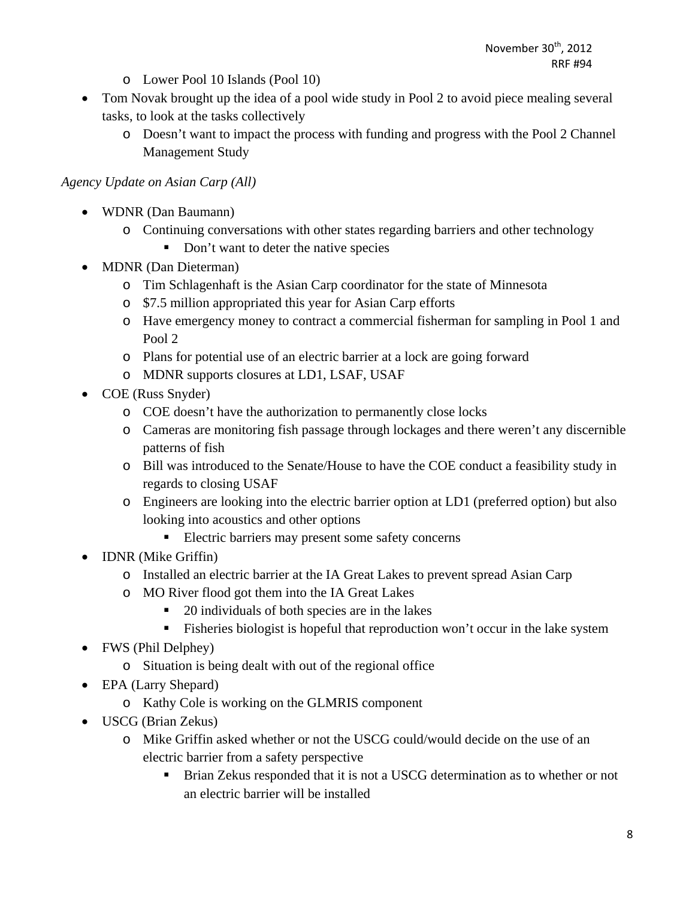- Lower Pool 10 Islands (Pool 10)
- Tom Novak brought up the idea of a pool wide study in Pool 2 to avoid piece mealing several tasks, to look at the tasks collectively
  - Doesn't want to impact the process with funding and progress with the Pool 2 Channel Management Study

*Agency Update on Asian Carp (All)*

- WDNR (Dan Baumann)
  - Continuing conversations with other states regarding barriers and other technology
    - Don't want to deter the native species
- MDNR (Dan Dieterman)
  - Tim Schlagenhaft is the Asian Carp coordinator for the state of Minnesota
  - $7.5 million appropriated this year for Asian Carp efforts
  - Have emergency money to contract a commercial fisherman for sampling in Pool 1 and Pool 2
  - Plans for potential use of an electric barrier at a lock are going forward
  - MDNR supports closures at LD1, LSAF, USAF
- COE (Russ Snyder)
  - COE doesn't have the authorization to permanently close locks
  - Cameras are monitoring fish passage through lockages and there weren't any discernible patterns of fish
  - Bill was introduced to the Senate/House to have the COE conduct a feasibility study in regards to closing USAF
  - Engineers are looking into the electric barrier option at LD1 (preferred option) but also looking into acoustics and other options
    - Electric barriers may present some safety concerns
- IDNR (Mike Griffin)
  - Installed an electric barrier at the IA Great Lakes to prevent spread Asian Carp
  - MO River flood got them into the IA Great Lakes
    - 20 individuals of both species are in the lakes
    - Fisheries biologist is hopeful that reproduction won't occur in the lake system
- FWS (Phil Delphey)
  - Situation is being dealt with out of the regional office
- EPA (Larry Shepard)
  - Kathy Cole is working on the GLMRIS component
- USCG (Brian Zekus)
  - Mike Griffin asked whether or not the USCG could/would decide on the use of an electric barrier from a safety perspective
    - Brian Zekus responded that it is not a USCG determination as to whether or not an electric barrier will be installed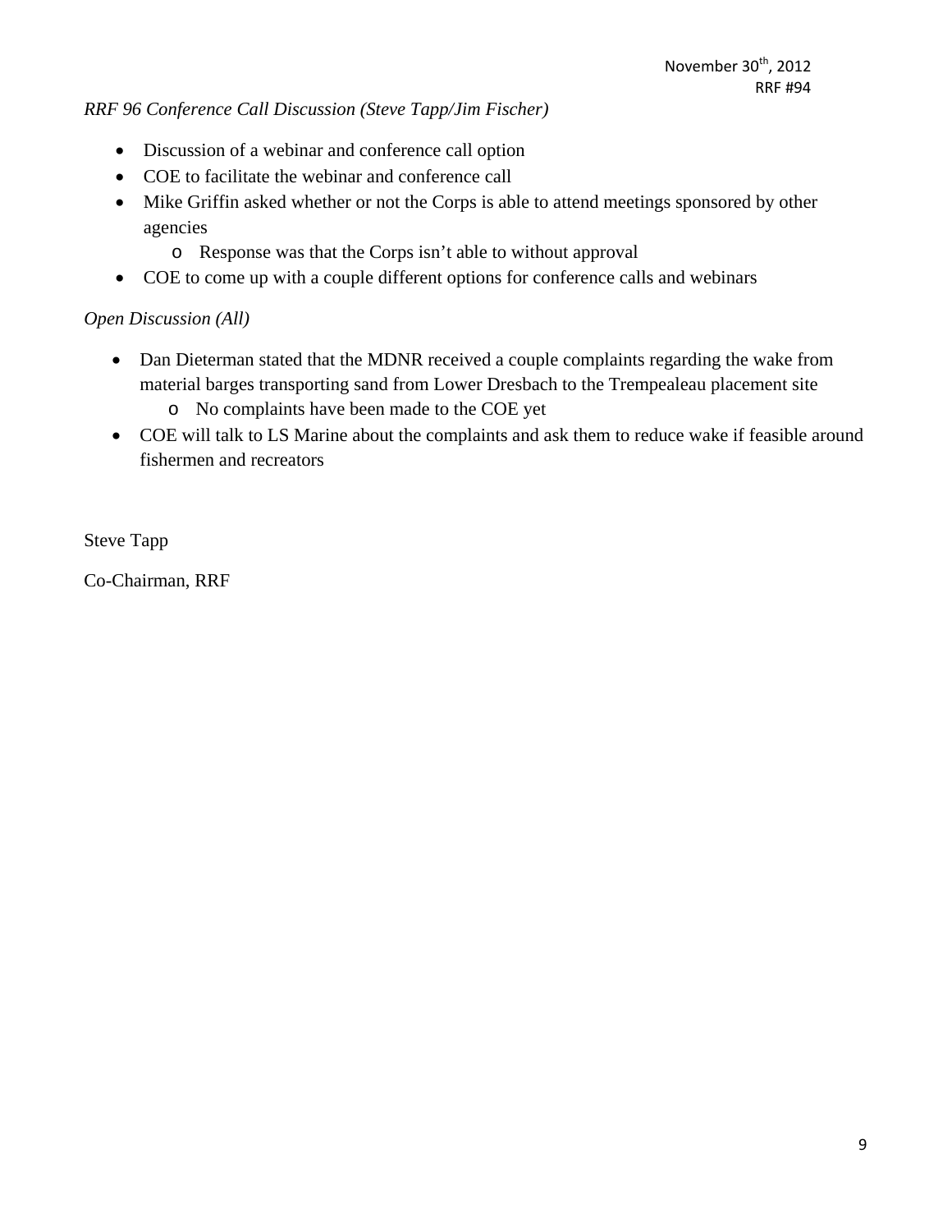*RRF 96 Conference Call Discussion (Steve Tapp/Jim Fischer)*

- Discussion of a webinar and conference call option
- COE to facilitate the webinar and conference call
- Mike Griffin asked whether or not the Corps is able to attend meetings sponsored by other agencies
  - Response was that the Corps isn't able to without approval
- COE to come up with a couple different options for conference calls and webinars

*Open Discussion (All)*

- Dan Dieterman stated that the MDNR received a couple complaints regarding the wake from material barges transporting sand from Lower Dresbach to the Trempealeau placement site
  - No complaints have been made to the COE yet
- COE will talk to LS Marine about the complaints and ask them to reduce wake if feasible around fishermen and recreators

Steve Tapp

Co-Chairman, RRF